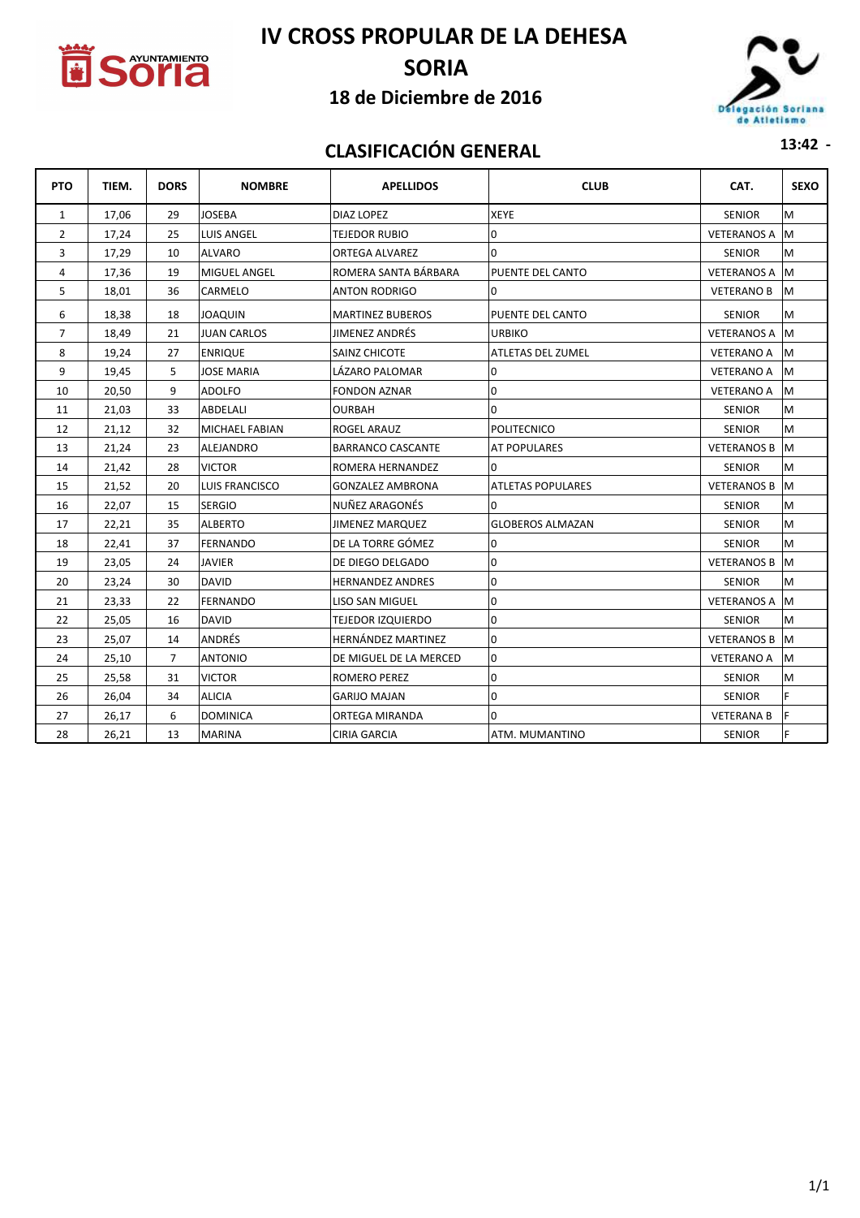# IV CROSS PROPULAR DE LA DEHESA

## SORIA

### 18 de Diciembre de 2016

## CLASIFICACIÓN GENERAL

**13:42 -**

| PTO | TIEM. | DORS | NOMBRE | APELLIDOS | CLUB | CAT. | SEXO |
|---|---|---|---|---|---|---|---|
| 1 | 17,06 | 29 | JOSEBA | DIAZ LOPEZ | XEYE | SENIOR | M |
| 2 | 17,24 | 25 | LUIS ANGEL | TEJEDOR RUBIO | 0 | VETERANOS A | M |
| 3 | 17,29 | 10 | ALVARO | ORTEGA ALVAREZ | 0 | SENIOR | M |
| 4 | 17,36 | 19 | MIGUEL ANGEL | ROMERA SANTA BÁRBARA | PUENTE DEL CANTO | VETERANOS A | M |
| 5 | 18,01 | 36 | CARMELO | ANTON RODRIGO | 0 | VETERANO B | M |
| 6 | 18,38 | 18 | JOAQUIN | MARTINEZ BUBEROS | PUENTE DEL CANTO | SENIOR | M |
| 7 | 18,49 | 21 | JUAN CARLOS | JIMENEZ ANDRÉS | URBIKO | VETERANOS A | M |
| 8 | 19,24 | 27 | ENRIQUE | SAINZ CHICOTE | ATLETAS DEL ZUMEL | VETERANO A | M |
| 9 | 19,45 | 5 | JOSE MARIA | LÁZARO PALOMAR | 0 | VETERANO A | M |
| 10 | 20,50 | 9 | ADOLFO | FONDON AZNAR | 0 | VETERANO A | M |
| 11 | 21,03 | 33 | ABDELALI | OURBAH | 0 | SENIOR | M |
| 12 | 21,12 | 32 | MICHAEL FABIAN | ROGEL ARAUZ | POLITECNICO | SENIOR | M |
| 13 | 21,24 | 23 | ALEJANDRO | BARRANCO CASCANTE | AT POPULARES | VETERANOS B | M |
| 14 | 21,42 | 28 | VICTOR | ROMERA HERNANDEZ | 0 | SENIOR | M |
| 15 | 21,52 | 20 | LUIS FRANCISCO | GONZALEZ AMBRONA | ATLETAS POPULARES | VETERANOS B | M |
| 16 | 22,07 | 15 | SERGIO | NUÑEZ ARAGONÉS | 0 | SENIOR | M |
| 17 | 22,21 | 35 | ALBERTO | JIMENEZ MARQUEZ | GLOBEROS ALMAZAN | SENIOR | M |
| 18 | 22,41 | 37 | FERNANDO | DE LA TORRE GÓMEZ | 0 | SENIOR | M |
| 19 | 23,05 | 24 | JAVIER | DE DIEGO DELGADO | 0 | VETERANOS B | M |
| 20 | 23,24 | 30 | DAVID | HERNANDEZ ANDRES | 0 | SENIOR | M |
| 21 | 23,33 | 22 | FERNANDO | LISO SAN MIGUEL | 0 | VETERANOS A | M |
| 22 | 25,05 | 16 | DAVID | TEJEDOR IZQUIERDO | 0 | SENIOR | M |
| 23 | 25,07 | 14 | ANDRÉS | HERNÁNDEZ MARTINEZ | 0 | VETERANOS B | M |
| 24 | 25,10 | 7 | ANTONIO | DE MIGUEL DE LA MERCED | 0 | VETERANO A | M |
| 25 | 25,58 | 31 | VICTOR | ROMERO PEREZ | 0 | SENIOR | M |
| 26 | 26,04 | 34 | ALICIA | GARIJO MAJAN | 0 | SENIOR | F |
| 27 | 26,17 | 6 | DOMINICA | ORTEGA MIRANDA | 0 | VETERANA B | F |
| 28 | 26,21 | 13 | MARINA | CIRIA GARCIA | ATM. MUMANTINO | SENIOR | F |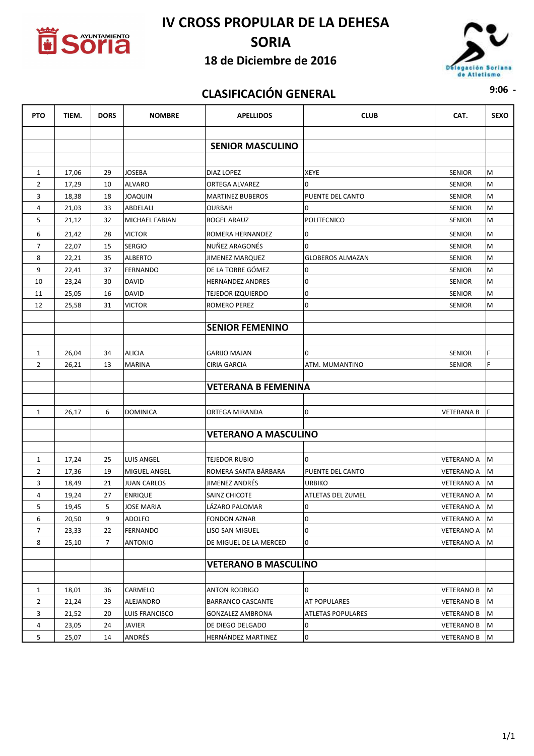# IV CROSS PROPULAR DE LA DEHESA

## SORIA

### 18 de Diciembre de 2016

## CLASIFICACIÓN GENERAL

9:06 -

| PTO | TIEM. | DORS | NOMBRE | APELLIDOS | CLUB | CAT. | SEXO |
|---|---|---|---|---|---|---|---|
| | | | | | | | |
| | | | | **SENIOR MASCULINO** | | | |
| | | | | | | | |
| 1 | 17,06 | 29 | JOSEBA | DIAZ LOPEZ | XEYE | SENIOR | M |
| 2 | 17,29 | 10 | ALVARO | ORTEGA ALVAREZ | 0 | SENIOR | M |
| 3 | 18,38 | 18 | JOAQUIN | MARTINEZ BUBEROS | PUENTE DEL CANTO | SENIOR | M |
| 4 | 21,03 | 33 | ABDELALI | OURBAH | 0 | SENIOR | M |
| 5 | 21,12 | 32 | MICHAEL FABIAN | ROGEL ARAUZ | POLITECNICO | SENIOR | M |
| 6 | 21,42 | 28 | VICTOR | ROMERA HERNANDEZ | 0 | SENIOR | M |
| 7 | 22,07 | 15 | SERGIO | NUÑEZ ARAGONÉS | 0 | SENIOR | M |
| 8 | 22,21 | 35 | ALBERTO | JIMENEZ MARQUEZ | GLOBEROS ALMAZAN | SENIOR | M |
| 9 | 22,41 | 37 | FERNANDO | DE LA TORRE GÓMEZ | 0 | SENIOR | M |
| 10 | 23,24 | 30 | DAVID | HERNANDEZ ANDRES | 0 | SENIOR | M |
| 11 | 25,05 | 16 | DAVID | TEJEDOR IZQUIERDO | 0 | SENIOR | M |
| 12 | 25,58 | 31 | VICTOR | ROMERO PEREZ | 0 | SENIOR | M |
| | | | | | | | |
| | | | | **SENIOR FEMENINO** | | | |
| | | | | | | | |
| 1 | 26,04 | 34 | ALICIA | GARIJO MAJAN | 0 | SENIOR | F |
| 2 | 26,21 | 13 | MARINA | CIRIA GARCIA | ATM. MUMANTINO | SENIOR | F |
| | | | | | | | |
| | | | | **VETERANA B FEMENINA** | | | |
| | | | | | | | |
| 1 | 26,17 | 6 | DOMINICA | ORTEGA MIRANDA | 0 | VETERANA B | F |
| | | | | | | | |
| | | | | **VETERANO A MASCULINO** | | | |
| | | | | | | | |
| 1 | 17,24 | 25 | LUIS ANGEL | TEJEDOR RUBIO | 0 | VETERANO A | M |
| 2 | 17,36 | 19 | MIGUEL ANGEL | ROMERA SANTA BÁRBARA | PUENTE DEL CANTO | VETERANO A | M |
| 3 | 18,49 | 21 | JUAN CARLOS | JIMENEZ ANDRÉS | URBIKO | VETERANO A | M |
| 4 | 19,24 | 27 | ENRIQUE | SAINZ CHICOTE | ATLETAS DEL ZUMEL | VETERANO A | M |
| 5 | 19,45 | 5 | JOSE MARIA | LÁZARO PALOMAR | 0 | VETERANO A | M |
| 6 | 20,50 | 9 | ADOLFO | FONDON AZNAR | 0 | VETERANO A | M |
| 7 | 23,33 | 22 | FERNANDO | LISO SAN MIGUEL | 0 | VETERANO A | M |
| 8 | 25,10 | 7 | ANTONIO | DE MIGUEL DE LA MERCED | 0 | VETERANO A | M |
| | | | | | | | |
| | | | | **VETERANO B MASCULINO** | | | |
| | | | | | | | |
| 1 | 18,01 | 36 | CARMELO | ANTON RODRIGO | 0 | VETERANO B | M |
| 2 | 21,24 | 23 | ALEJANDRO | BARRANCO CASCANTE | AT POPULARES | VETERANO B | M |
| 3 | 21,52 | 20 | LUIS FRANCISCO | GONZALEZ AMBRONA | ATLETAS POPULARES | VETERANO B | M |
| 4 | 23,05 | 24 | JAVIER | DE DIEGO DELGADO | 0 | VETERANO B | M |
| 5 | 25,07 | 14 | ANDRÉS | HERNÁNDEZ MARTINEZ | 0 | VETERANO B | M |